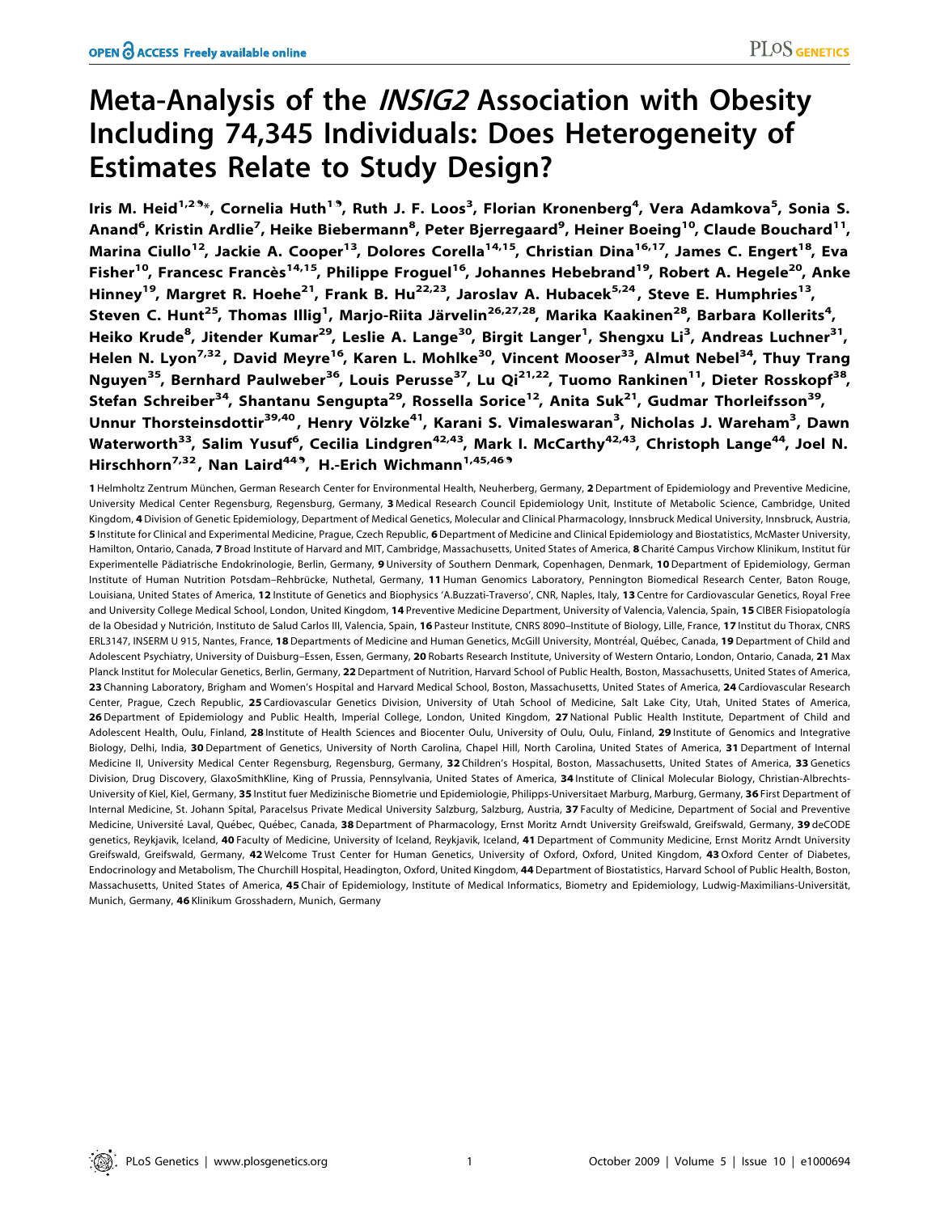# Meta-Analysis of the *INSIG2* Association with Obesity Including 74,345 Individuals: Does Heterogeneity of Estimates Relate to Study Design?

**Iris M. Heid[1,2]*, Cornelia Huth[1], Ruth J. F. Loos[3], Florian Kronenberg[4], Vera Adamkova[5], Sonia S. Anand[6], Kristin Ardlie[7], Heike Biebermann[8], Peter Bjerregaard[9], Heiner Boeing[10], Claude Bouchard[11], Marina Ciullo[12], Jackie A. Cooper[13], Dolores Corella[14,15], Christian Dina[16,17], James C. Engert[18], Eva Fisher[10], Francesc Francès[14,15], Philippe Froguel[16], Johannes Hebebrand[19], Robert A. Hegele[20], Anke Hinney[19], Margret R. Hoehe[21], Frank B. Hu[22,23], Jaroslav A. Hubacek[5,24], Steve E. Humphries[13], Steven C. Hunt[25], Thomas Illig[1], Marjo-Riita Järvelin[26,27,28], Marika Kaakinen[28], Barbara Kollerits[4], Heiko Krude[8], Jitender Kumar[29], Leslie A. Lange[30], Birgit Langer[1], Shengxu Li[3], Andreas Luchner[31], Helen N. Lyon[7,32], David Meyre[16], Karen L. Mohlke[30], Vincent Mooser[33], Almut Nebel[34], Thuy Trang Nguyen[35], Bernhard Paulweber[36], Louis Perusse[37], Lu Qi[21,22], Tuomo Rankinen[11], Dieter Rosskopf[38], Stefan Schreiber[34], Shantanu Sengupta[29], Rossella Sorice[12], Anita Suk[21], Gudmar Thorleifsson[39], Unnur Thorsteinsdottir[39,40], Henry Völzke[41], Karani S. Vimaleswaran[3], Nicholas J. Wareham[3], Dawn Waterworth[33], Salim Yusuf[6], Cecilia Lindgren[42,43], Mark I. McCarthy[42,43], Christoph Lange[44], Joel N. Hirschhorn[7,32], Nan Laird[44], H.-Erich Wichmann[1,45,46]**

**1** Helmholtz Zentrum München, German Research Center for Environmental Health, Neuherberg, Germany, **2** Department of Epidemiology and Preventive Medicine, University Medical Center Regensburg, Regensburg, Germany, **3** Medical Research Council Epidemiology Unit, Institute of Metabolic Science, Cambridge, United Kingdom, **4** Division of Genetic Epidemiology, Department of Medical Genetics, Molecular and Clinical Pharmacology, Innsbruck Medical University, Innsbruck, Austria, **5** Institute for Clinical and Experimental Medicine, Prague, Czech Republic, **6** Department of Medicine and Clinical Epidemiology and Biostatistics, McMaster University, Hamilton, Ontario, Canada, **7** Broad Institute of Harvard and MIT, Cambridge, Massachusetts, United States of America, **8** Charité Campus Virchow Klinikum, Institut für Experimentelle Pädiatrische Endokrinologie, Berlin, Germany, **9** University of Southern Denmark, Copenhagen, Denmark, **10** Department of Epidemiology, German Institute of Human Nutrition Potsdam–Rehbrücke, Nuthetal, Germany, **11** Human Genomics Laboratory, Pennington Biomedical Research Center, Baton Rouge, Louisiana, United States of America, **12** Institute of Genetics and Biophysics 'A.Buzzati-Traverso', CNR, Naples, Italy, **13** Centre for Cardiovascular Genetics, Royal Free and University College Medical School, London, United Kingdom, **14** Preventive Medicine Department, University of Valencia, Valencia, Spain, **15** CIBER Fisiopatología de la Obesidad y Nutrición, Instituto de Salud Carlos III, Valencia, Spain, **16** Pasteur Institute, CNRS 8090–Institute of Biology, Lille, France, **17** Institut du Thorax, CNRS ERL3147, INSERM U 915, Nantes, France, **18** Departments of Medicine and Human Genetics, McGill University, Montréal, Québec, Canada, **19** Department of Child and Adolescent Psychiatry, University of Duisburg–Essen, Essen, Germany, **20** Robarts Research Institute, University of Western Ontario, London, Ontario, Canada, **21** Max Planck Institut for Molecular Genetics, Berlin, Germany, **22** Department of Nutrition, Harvard School of Public Health, Boston, Massachusetts, United States of America, **23** Channing Laboratory, Brigham and Women's Hospital and Harvard Medical School, Boston, Massachusetts, United States of America, **24** Cardiovascular Research Center, Prague, Czech Republic, **25** Cardiovascular Genetics Division, University of Utah School of Medicine, Salt Lake City, Utah, United States of America, **26** Department of Epidemiology and Public Health, Imperial College, London, United Kingdom, **27** National Public Health Institute, Department of Child and Adolescent Health, Oulu, Finland, **28** Institute of Health Sciences and Biocenter Oulu, University of Oulu, Oulu, Finland, **29** Institute of Genomics and Integrative Biology, Delhi, India, **30** Department of Genetics, University of North Carolina, Chapel Hill, North Carolina, United States of America, **31** Department of Internal Medicine II, University Medical Center Regensburg, Regensburg, Germany, **32** Children's Hospital, Boston, Massachusetts, United States of America, **33** Genetics Division, Drug Discovery, GlaxoSmithKline, King of Prussia, Pennsylvania, United States of America, **34** Institute of Clinical Molecular Biology, Christian-Albrechts-University of Kiel, Kiel, Germany, **35** Institut fuer Medizinische Biometrie und Epidemiologie, Philipps-Universitaet Marburg, Marburg, Germany, **36** First Department of Internal Medicine, St. Johann Spital, Paracelsus Private Medical University Salzburg, Salzburg, Austria, **37** Faculty of Medicine, Department of Social and Preventive Medicine, Université Laval, Québec, Québec, Canada, **38** Department of Pharmacology, Ernst Moritz Arndt University Greifswald, Greifswald, Germany, **39** deCODE genetics, Reykjavik, Iceland, **40** Faculty of Medicine, University of Iceland, Reykjavik, Iceland, **41** Department of Community Medicine, Ernst Moritz Arndt University Greifswald, Greifswald, Germany, **42** Welcome Trust Center for Human Genetics, University of Oxford, Oxford, United Kingdom, **43** Oxford Center of Diabetes, Endocrinology and Metabolism, The Churchill Hospital, Headington, Oxford, United Kingdom, **44** Department of Biostatistics, Harvard School of Public Health, Boston, Massachusetts, United States of America, **45** Chair of Epidemiology, Institute of Medical Informatics, Biometry and Epidemiology, Ludwig-Maximilians-Universität, Munich, Germany, **46** Klinikum Grosshadern, Munich, Germany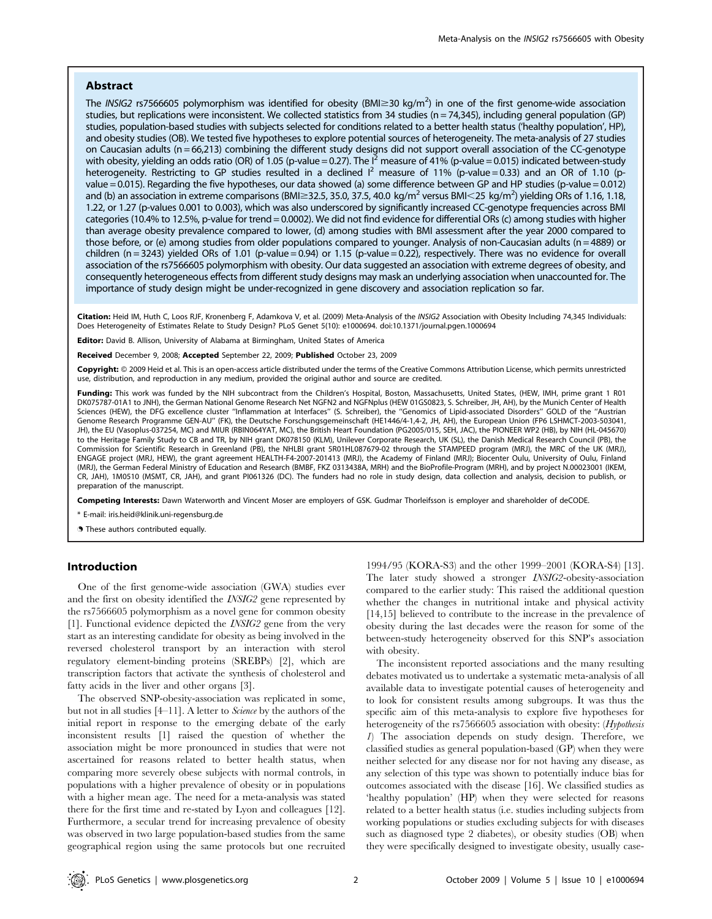## Abstract

The *INSIG2* rs7566605 polymorphism was identified for obesity (BMI≥30 kg/m$^2$) in one of the first genome-wide association studies, but replications were inconsistent. We collected statistics from 34 studies (n = 74,345), including general population (GP) studies, population-based studies with subjects selected for conditions related to a better health status ('healthy population', HP), and obesity studies (OB). We tested five hypotheses to explore potential sources of heterogeneity. The meta-analysis of 27 studies on Caucasian adults (n = 66,213) combining the different study designs did not support overall association of the CC-genotype with obesity, yielding an odds ratio (OR) of 1.05 (p-value = 0.27). The I$^2$ measure of 41% (p-value = 0.015) indicated between-study heterogeneity. Restricting to GP studies resulted in a declined I$^2$ measure of 11% (p-value = 0.33) and an OR of 1.10 (p-value = 0.015). Regarding the five hypotheses, our data showed (a) some difference between GP and HP studies (p-value = 0.012) and (b) an association in extreme comparisons (BMI≥32.5, 35.0, 37.5, 40.0 kg/m$^2$ versus BMI<25 kg/m$^2$) yielding ORs of 1.16, 1.18, 1.22, or 1.27 (p-values 0.001 to 0.003), which was also underscored by significantly increased CC-genotype frequencies across BMI categories (10.4% to 12.5%, p-value for trend = 0.0002). We did not find evidence for differential ORs (c) among studies with higher than average obesity prevalence compared to lower, (d) among studies with BMI assessment after the year 2000 compared to those before, or (e) among studies from older populations compared to younger. Analysis of non-Caucasian adults (n = 4889) or children (n = 3243) yielded ORs of 1.01 (p-value = 0.94) or 1.15 (p-value = 0.22), respectively. There was no evidence for overall association of the rs7566605 polymorphism with obesity. Our data suggested an association with extreme degrees of obesity, and consequently heterogeneous effects from different study designs may mask an underlying association when unaccounted for. The importance of study design might be under-recognized in gene discovery and association replication so far.

**Citation:** Heid IM, Huth C, Loos RJF, Kronenberg F, Adamkova V, et al. (2009) Meta-Analysis of the *INSIG2* Association with Obesity Including 74,345 Individuals: Does Heterogeneity of Estimates Relate to Study Design? PLoS Genet 5(10): e1000694. doi:10.1371/journal.pgen.1000694

**Editor:** David B. Allison, University of Alabama at Birmingham, United States of America

**Received** December 9, 2008; **Accepted** September 22, 2009; **Published** October 23, 2009

**Copyright:** © 2009 Heid et al. This is an open-access article distributed under the terms of the Creative Commons Attribution License, which permits unrestricted use, distribution, and reproduction in any medium, provided the original author and source are credited.

**Funding:** This work was funded by the NIH subcontract from the Children's Hospital, Boston, Massachusetts, United States, (HEW, IMH, prime grant 1 R01 DK075787-01A1 to JNH), the German National Genome Research Net NGFN2 and NGFNplus (HEW 01GS0823, S. Schreiber, JH, AH), by the Munich Center of Health Sciences (HEW), the DFG excellence cluster "Inflammation at Interfaces" (S. Schreiber), the "Genomics of Lipid-associated Disorders" GOLD of the "Austrian Genome Research Programme GEN-AU" (FK), the Deutsche Forschungsgemeinschaft (HE1446/4-1,4-2, JH, AH), the European Union (FP6 LSHMCT-2003-503041, JH), the EU (Vasoplus-037254, MC) and MIUR (RBIN064YAT, MC), the British Heart Foundation (PG2005/015, SEH, JAC), the PIONEER WP2 (HB), by NIH (HL-045670) to the Heritage Family Study to CB and TR, by NIH grant DK078150 (KLM), Unilever Corporate Research, UK (SL), the Danish Medical Research Council (PB), the Commission for Scientific Research in Greenland (PB), the NHLBI grant 5R01HL087679-02 through the STAMPEED program (MRJ), the MRC of the UK (MRJ), ENGAGE project (MRJ, HEW), the grant agreement HEALTH-F4-2007-201413 (MRJ), the Academy of Finland (MRJ); Biocenter Oulu, University of Oulu, Finland (MRJ), the German Federal Ministry of Education and Research (BMBF, FKZ 0313438A, MRH) and the BioProfile-Program (MRH), and by project N.00023001 (IKEM, CR, JAH), 1M0510 (MSMT, CR, JAH), and grant PI061326 (DC). The funders had no role in study design, data collection and analysis, decision to publish, or preparation of the manuscript.

**Competing Interests:** Dawn Waterworth and Vincent Moser are employers of GSK. Gudmar Thorleifsson is employer and shareholder of deCODE.

\* E-mail: iris.heid@klinik.uni-regensburg.de

❡ These authors contributed equally.

## Introduction

One of the first genome-wide association (GWA) studies ever and the first on obesity identified the *INSIG2* gene represented by the rs7566605 polymorphism as a novel gene for common obesity [1]. Functional evidence depicted the *INSIG2* gene from the very start as an interesting candidate for obesity as being involved in the reversed cholesterol transport by an interaction with sterol regulatory element-binding proteins (SREBPs) [2], which are transcription factors that activate the synthesis of cholesterol and fatty acids in the liver and other organs [3].

The observed SNP-obesity-association was replicated in some, but not in all studies [4–11]. A letter to *Science* by the authors of the initial report in response to the emerging debate of the early inconsistent results [1] raised the question of whether the association might be more pronounced in studies that were not ascertained for reasons related to better health status, when comparing more severely obese subjects with normal controls, in populations with a higher prevalence of obesity or in populations with a higher mean age. The need for a meta-analysis was stated there for the first time and re-stated by Lyon and colleagues [12]. Furthermore, a secular trend for increasing prevalence of obesity was observed in two large population-based studies from the same geographical region using the same protocols but one recruited 1994/95 (KORA-S3) and the other 1999–2001 (KORA-S4) [13]. The later study showed a stronger *INSIG2*-obesity-association compared to the earlier study: This raised the additional question whether the changes in nutritional intake and physical activity [14,15] believed to contribute to the increase in the prevalence of obesity during the last decades were the reason for some of the between-study heterogeneity observed for this SNP's association with obesity.

The inconsistent reported associations and the many resulting debates motivated us to undertake a systematic meta-analysis of all available data to investigate potential causes of heterogeneity and to look for consistent results among subgroups. It was thus the specific aim of this meta-analysis to explore five hypotheses for heterogeneity of the rs7566605 association with obesity: (*Hypothesis 1*) The association depends on study design. Therefore, we classified studies as general population-based (GP) when they were neither selected for any disease nor for not having any disease, as any selection of this type was shown to potentially induce bias for outcomes associated with the disease [16]. We classified studies as 'healthy population' (HP) when they were selected for reasons related to a better health status (i.e. studies including subjects from working populations or studies excluding subjects for with diseases such as diagnosed type 2 diabetes), or obesity studies (OB) when they were specifically designed to investigate obesity, usually case-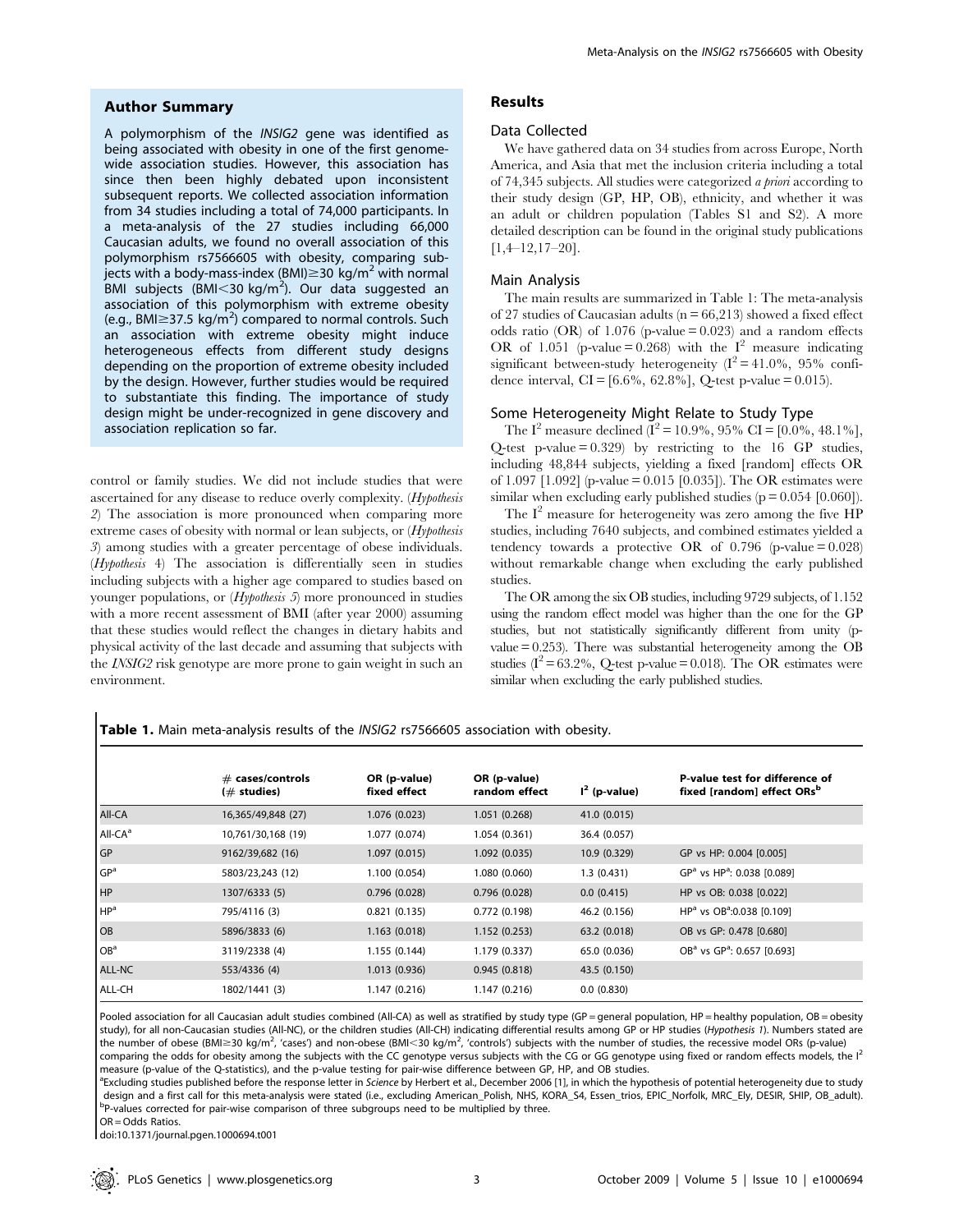## Author Summary

A polymorphism of the *INSIG2* gene was identified as being associated with obesity in one of the first genome-wide association studies. However, this association has since then been highly debated upon inconsistent subsequent reports. We collected association information from 34 studies including a total of 74,000 participants. In a meta-analysis of the 27 studies including 66,000 Caucasian adults, we found no overall association of this polymorphism rs7566605 with obesity, comparing subjects with a body-mass-index (BMI)$\geq$30 kg/m$^2$ with normal BMI subjects (BMI<30 kg/m$^2$). Our data suggested an association of this polymorphism with extreme obesity (e.g., BMI$\geq$37.5 kg/m$^2$) compared to normal controls. Such an association with extreme obesity might induce heterogeneous effects from different study designs depending on the proportion of extreme obesity included by the design. However, further studies would be required to substantiate this finding. The importance of study design might be under-recognized in gene discovery and association replication so far.

control or family studies. We did not include studies that were ascertained for any disease to reduce overly complexity. (*Hypothesis 2*) The association is more pronounced when comparing more extreme cases of obesity with normal or lean subjects, or (*Hypothesis 3*) among studies with a greater percentage of obese individuals. (*Hypothesis 4*) The association is differentially seen in studies including subjects with a higher age compared to studies based on younger populations, or (*Hypothesis 5*) more pronounced in studies with a more recent assessment of BMI (after year 2000) assuming that these studies would reflect the changes in dietary habits and physical activity of the last decade and assuming that subjects with the *INSIG2* risk genotype are more prone to gain weight in such an environment.

## Results

### Data Collected

We have gathered data on 34 studies from across Europe, North America, and Asia that met the inclusion criteria including a total of 74,345 subjects. All studies were categorized *a priori* according to their study design (GP, HP, OB), ethnicity, and whether it was an adult or children population (Tables S1 and S2). A more detailed description can be found in the original study publications [1,4–12,17–20].

### Main Analysis

The main results are summarized in Table 1: The meta-analysis of 27 studies of Caucasian adults (n = 66,213) showed a fixed effect odds ratio (OR) of 1.076 (p-value = 0.023) and a random effects OR of 1.051 (p-value = 0.268) with the $I^2$ measure indicating significant between-study heterogeneity ($I^2$ = 41.0%, 95% confidence interval, CI = [6.6%, 62.8%], Q-test p-value = 0.015).

### Some Heterogeneity Might Relate to Study Type

The $I^2$ measure declined ($I^2$ = 10.9%, 95% CI = [0.0%, 48.1%], Q-test p-value = 0.329) by restricting to the 16 GP studies, including 48,844 subjects, yielding a fixed [random] effects OR of 1.097 [1.092] (p-value = 0.015 [0.035]). The OR estimates were similar when excluding early published studies (p = 0.054 [0.060]).

The $I^2$ measure for heterogeneity was zero among the five HP studies, including 7640 subjects, and combined estimates yielded a tendency towards a protective OR of 0.796 (p-value = 0.028) without remarkable change when excluding the early published studies.

The OR among the six OB studies, including 9729 subjects, of 1.152 using the random effect model was higher than the one for the GP studies, but not statistically significantly different from unity (p-value = 0.253). There was substantial heterogeneity among the OB studies ($I^2$ = 63.2%, Q-test p-value = 0.018). The OR estimates were similar when excluding the early published studies.

**Table 1.** Main meta-analysis results of the *INSIG2* rs7566605 association with obesity.

| | # cases/controls (# studies) | OR (p-value) fixed effect | OR (p-value) random effect | $I^2$ (p-value) | P-value test for difference of fixed [random] effect ORs[b] |
|---|---|---|---|---|---|
| All-CA | 16,365/49,848 (27) | 1.076 (0.023) | 1.051 (0.268) | 41.0 (0.015) | |
| All-CA[a] | 10,761/30,168 (19) | 1.077 (0.074) | 1.054 (0.361) | 36.4 (0.057) | |
| GP | 9162/39,682 (16) | 1.097 (0.015) | 1.092 (0.035) | 10.9 (0.329) | GP vs HP: 0.004 [0.005] |
| GP[a] | 5803/23,243 (12) | 1.100 (0.054) | 1.080 (0.060) | 1.3 (0.431) | GP[a] vs HP[a]: 0.038 [0.089] |
| HP | 1307/6333 (5) | 0.796 (0.028) | 0.796 (0.028) | 0.0 (0.415) | HP vs OB: 0.038 [0.022] |
| HP[a] | 795/4116 (3) | 0.821 (0.135) | 0.772 (0.198) | 46.2 (0.156) | HP[a] vs OB[a]:0.038 [0.109] |
| OB | 5896/3833 (6) | 1.163 (0.018) | 1.152 (0.253) | 63.2 (0.018) | OB vs GP: 0.478 [0.680] |
| OB[a] | 3119/2338 (4) | 1.155 (0.144) | 1.179 (0.337) | 65.0 (0.036) | OB[a] vs GP[a]: 0.657 [0.693] |
| ALL-NC | 553/4336 (4) | 1.013 (0.936) | 0.945 (0.818) | 43.5 (0.150) | |
| ALL-CH | 1802/1441 (3) | 1.147 (0.216) | 1.147 (0.216) | 0.0 (0.830) | |

Pooled association for all Caucasian adult studies combined (All-CA) as well as stratified by study type (GP = general population, HP = healthy population, OB = obesity study), for all non-Caucasian studies (All-NC), or the children studies (All-CH) indicating differential results among GP or HP studies (*Hypothesis 1*). Numbers stated are the number of obese (BMI$\geq$30 kg/m$^2$, 'cases') and non-obese (BMI<30 kg/m$^2$, 'controls') subjects with the number of studies, the recessive model ORs (p-value) comparing the odds for obesity among the subjects with the CC genotype versus subjects with the CG or GG genotype using fixed or random effects models, the $I^2$ measure (p-value of the Q-statistics), and the p-value testing for pair-wise difference between GP, HP, and OB studies.

[a]Excluding studies published before the response letter in *Science* by Herbert et al., December 2006 [1], in which the hypothesis of potential heterogeneity due to study design and a first call for this meta-analysis were stated (i.e., excluding American_Polish, NHS, KORA_S4, Essen_trios, EPIC_Norfolk, MRC_Ely, DESIR, SHIP, OB_adult).

[b]P-values corrected for pair-wise comparison of three subgroups need to be multiplied by three.

OR = Odds Ratios.

doi:10.1371/journal.pgen.1000694.t001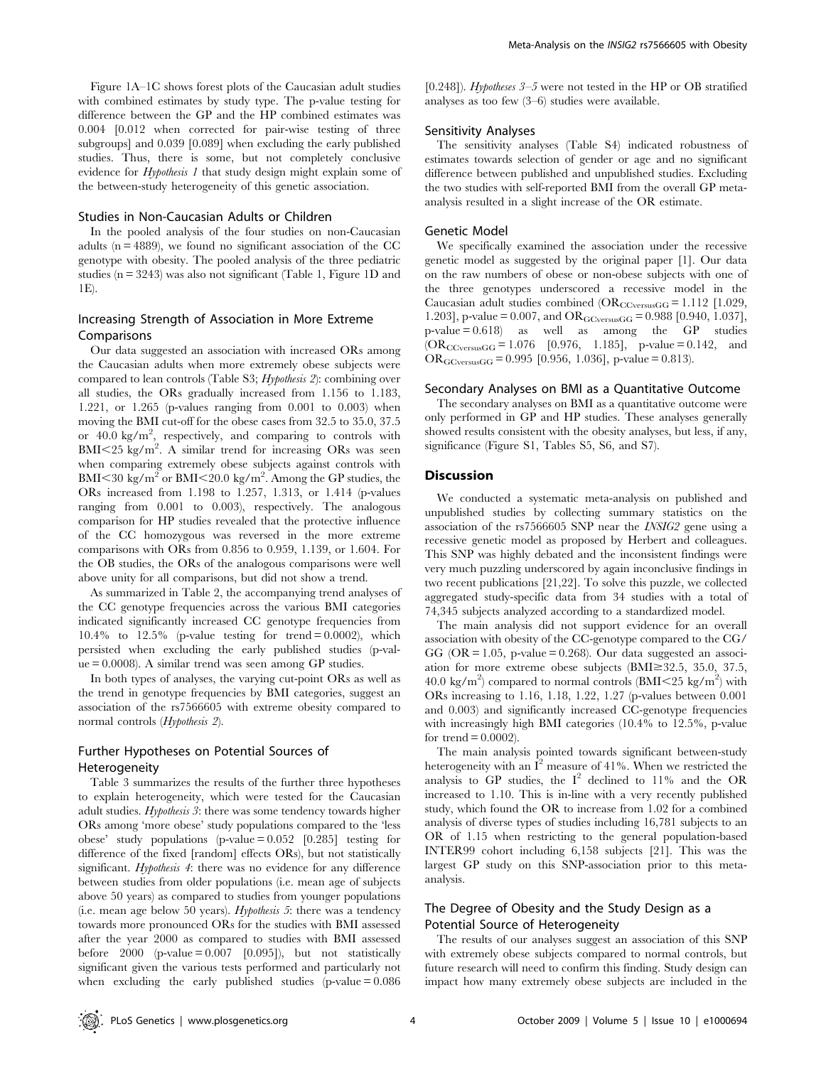Figure 1A–1C shows forest plots of the Caucasian adult studies with combined estimates by study type. The p-value testing for difference between the GP and the HP combined estimates was 0.004 [0.012 when corrected for pair-wise testing of three subgroups] and 0.039 [0.089] when excluding the early published studies. Thus, there is some, but not completely conclusive evidence for *Hypothesis 1* that study design might explain some of the between-study heterogeneity of this genetic association.

### Studies in Non-Caucasian Adults or Children

In the pooled analysis of the four studies on non-Caucasian adults (n = 4889), we found no significant association of the CC genotype with obesity. The pooled analysis of the three pediatric studies (n = 3243) was also not significant (Table 1, Figure 1D and 1E).

### Increasing Strength of Association in More Extreme Comparisons

Our data suggested an association with increased ORs among the Caucasian adults when more extremely obese subjects were compared to lean controls (Table S3; *Hypothesis 2*): combining over all studies, the ORs gradually increased from 1.156 to 1.183, 1.221, or 1.265 (p-values ranging from 0.001 to 0.003) when moving the BMI cut-off for the obese cases from 32.5 to 35.0, 37.5 or 40.0 kg/m$^2$, respectively, and comparing to controls with BMI<25 kg/m$^2$. A similar trend for increasing ORs was seen when comparing extremely obese subjects against controls with BMI<30 kg/m$^2$ or BMI<20.0 kg/m$^2$. Among the GP studies, the ORs increased from 1.198 to 1.257, 1.313, or 1.414 (p-values ranging from 0.001 to 0.003), respectively. The analogous comparison for HP studies revealed that the protective influence of the CC homozygous was reversed in the more extreme comparisons with ORs from 0.856 to 0.959, 1.139, or 1.604. For the OB studies, the ORs of the analogous comparisons were well above unity for all comparisons, but did not show a trend.

As summarized in Table 2, the accompanying trend analyses of the CC genotype frequencies across the various BMI categories indicated significantly increased CC genotype frequencies from 10.4% to 12.5% (p-value testing for trend = 0.0002), which persisted when excluding the early published studies (p-value = 0.0008). A similar trend was seen among GP studies.

In both types of analyses, the varying cut-point ORs as well as the trend in genotype frequencies by BMI categories, suggest an association of the rs7566605 with extreme obesity compared to normal controls (*Hypothesis 2*).

### Further Hypotheses on Potential Sources of Heterogeneity

Table 3 summarizes the results of the further three hypotheses to explain heterogeneity, which were tested for the Caucasian adult studies. *Hypothesis 3*: there was some tendency towards higher ORs among 'more obese' study populations compared to the 'less obese' study populations (p-value = 0.052 [0.285] testing for difference of the fixed [random] effects ORs), but not statistically significant. *Hypothesis 4*: there was no evidence for any difference between studies from older populations (i.e. mean age of subjects above 50 years) as compared to studies from younger populations (i.e. mean age below 50 years). *Hypothesis 5*: there was a tendency towards more pronounced ORs for the studies with BMI assessed after the year 2000 as compared to studies with BMI assessed before 2000 (p-value = 0.007 [0.095]), but not statistically significant given the various tests performed and particularly not when excluding the early published studies (p-value = 0.086 [0.248]). *Hypotheses 3–5* were not tested in the HP or OB stratified analyses as too few (3–6) studies were available.

### Sensitivity Analyses

The sensitivity analyses (Table S4) indicated robustness of estimates towards selection of gender or age and no significant difference between published and unpublished studies. Excluding the two studies with self-reported BMI from the overall GP meta-analysis resulted in a slight increase of the OR estimate.

### Genetic Model

We specifically examined the association under the recessive genetic model as suggested by the original paper [1]. Our data on the raw numbers of obese or non-obese subjects with one of the three genotypes underscored a recessive model in the Caucasian adult studies combined ($OR_{CCversusGG}$ = 1.112 [1.029, 1.203], p-value = 0.007, and $OR_{GCversusGG}$ = 0.988 [0.940, 1.037], p-value = 0.618) as well as among the GP studies ($OR_{CCversusGG}$ = 1.076 [0.976, 1.185], p-value = 0.142, and $OR_{GCversusGG}$ = 0.995 [0.956, 1.036], p-value = 0.813).

### Secondary Analyses on BMI as a Quantitative Outcome

The secondary analyses on BMI as a quantitative outcome were only performed in GP and HP studies. These analyses generally showed results consistent with the obesity analyses, but less, if any, significance (Figure S1, Tables S5, S6, and S7).

## Discussion

We conducted a systematic meta-analysis on published and unpublished studies by collecting summary statistics on the association of the rs7566605 SNP near the *INSIG2* gene using a recessive genetic model as proposed by Herbert and colleagues. This SNP was highly debated and the inconsistent findings were very much puzzling underscored by again inconclusive findings in two recent publications [21,22]. To solve this puzzle, we collected aggregated study-specific data from 34 studies with a total of 74,345 subjects analyzed according to a standardized model.

The main analysis did not support evidence for an overall association with obesity of the CC-genotype compared to the CG/GG (OR = 1.05, p-value = 0.268). Our data suggested an association for more extreme obese subjects (BMI≥32.5, 35.0, 37.5, 40.0 kg/m$^2$) compared to normal controls (BMI<25 kg/m$^2$) with ORs increasing to 1.16, 1.18, 1.22, 1.27 (p-values between 0.001 and 0.003) and significantly increased CC-genotype frequencies with increasingly high BMI categories (10.4% to 12.5%, p-value for trend = 0.0002).

The main analysis pointed towards significant between-study heterogeneity with an $I^2$ measure of 41%. When we restricted the analysis to GP studies, the $I^2$ declined to 11% and the OR increased to 1.10. This is in-line with a very recently published study, which found the OR to increase from 1.02 for a combined analysis of diverse types of studies including 16,781 subjects to an OR of 1.15 when restricting to the general population-based INTER99 cohort including 6,158 subjects [21]. This was the largest GP study on this SNP-association prior to this meta-analysis.

### The Degree of Obesity and the Study Design as a Potential Source of Heterogeneity

The results of our analyses suggest an association of this SNP with extremely obese subjects compared to normal controls, but future research will need to confirm this finding. Study design can impact how many extremely obese subjects are included in the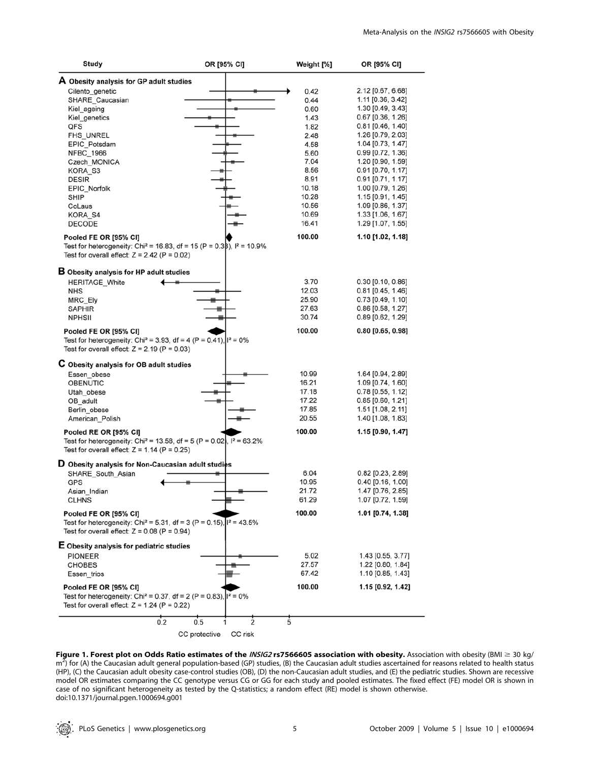| Study | Weight [%] | OR [95% CI] |
|---|---|---|
| **A Obesity analysis for GP adult studies** | | |
| Cilento_genetic | 0.42 | 2.12 [0.67, 6.68] |
| SHARE_Caucasian | 0.44 | 1.11 [0.36, 3.42] |
| Kiel_ageing | 0.60 | 1.30 [0.49, 3.43] |
| Kiel_genetics | 1.43 | 0.67 [0.36, 1.26] |
| QFS | 1.82 | 0.81 [0.46, 1.40] |
| FHS_UNREL | 2.48 | 1.26 [0.79, 2.03] |
| EPIC_Potsdam | 4.58 | 1.04 [0.73, 1.47] |
| NFBC_1966 | 5.60 | 0.99 [0.72, 1.36] |
| Czech_MONICA | 7.04 | 1.20 [0.90, 1.59] |
| KORA_S3 | 8.56 | 0.91 [0.70, 1.17] |
| DESIR | 8.91 | 0.91 [0.71, 1.17] |
| EPIC_Norfolk | 10.18 | 1.00 [0.79, 1.26] |
| SHIP | 10.28 | 1.15 [0.91, 1.45] |
| CoLaus | 10.56 | 1.09 [0.86, 1.37] |
| KORA_S4 | 10.69 | 1.33 [1.06, 1.67] |
| DECODE | 16.41 | 1.29 [1.07, 1.55] |
| **Pooled FE OR [95% CI]** | **100.00** | **1.10 [1.02, 1.18]** |
| Test for heterogeneity: $Chi^2 = 16.83$, df = 15 ($P = 0.33$), $I^2 = 10.9\%$ | | |
| Test for overall effect: $Z = 2.42$ ($P = 0.02$) | | |
| **B Obesity analysis for HP adult studies** | | |
| HERITAGE_White | 3.70 | 0.30 [0.10, 0.86] |
| NHS | 12.03 | 0.81 [0.45, 1.46] |
| MRC_Ely | 25.90 | 0.73 [0.49, 1.10] |
| SAPHIR | 27.63 | 0.86 [0.58, 1.27] |
| NPHSII | 30.74 | 0.89 [0.62, 1.29] |
| **Pooled FE OR [95% CI]** | **100.00** | **0.80 [0.65, 0.98]** |
| Test for heterogeneity: $Chi^2 = 3.93$, df = 4 ($P = 0.41$), $I^2 = 0\%$ | | |
| Test for overall effect: $Z = 2.19$ ($P = 0.03$) | | |
| **C Obesity analysis for OB adult studies** | | |
| Essen_obese | 10.99 | 1.64 [0.94, 2.89] |
| OBENUTIC | 16.21 | 1.09 [0.74, 1.60] |
| Utah_obese | 17.18 | 0.78 [0.55, 1.12] |
| OB_adult | 17.22 | 0.85 [0.60, 1.21] |
| Berlin_obese | 17.85 | 1.51 [1.08, 2.11] |
| American_Polish | 20.55 | 1.40 [1.08, 1.83] |
| **Pooled RE OR [95% CI]** | **100.00** | **1.15 [0.90, 1.47]** |
| Test for heterogeneity: $Chi^2 = 13.58$, df = 5 ($P = 0.02$), $I^2 = 63.2\%$ | | |
| Test for overall effect: $Z = 1.14$ ($P = 0.25$) | | |
| **D Obesity analysis for Non-Caucasian adult studies** | | |
| SHARE_South_Asian | 6.04 | 0.82 [0.23, 2.89] |
| GPS | 10.95 | 0.40 [0.16, 1.00] |
| Asian_Indian | 21.72 | 1.47 [0.76, 2.85] |
| CLHNS | 61.29 | 1.07 [0.72, 1.59] |
| **Pooled FE OR [95% CI]** | **100.00** | **1.01 [0.74, 1.38]** |
| Test for heterogeneity: $Chi^2 = 5.31$, df = 3 ($P = 0.15$), $I^2 = 43.5\%$ | | |
| Test for overall effect: $Z = 0.08$ ($P = 0.94$) | | |
| **E Obesity analysis for pediatric studies** | | |
| PIONEER | 5.02 | 1.43 [0.55, 3.77] |
| CHOBES | 27.57 | 1.22 [0.80, 1.84] |
| Essen_trios | 67.42 | 1.10 [0.85, 1.43] |
| **Pooled FE OR [95% CI]** | **100.00** | **1.15 [0.92, 1.42]** |
| Test for heterogeneity: $Chi^2 = 0.37$, df = 2 ($P = 0.83$), $I^2 = 0\%$ | | |
| Test for overall effect: $Z = 1.24$ ($P = 0.22$) | | |

Axis: 0.2, 0.5, 1, 2, 5 — CC protective / CC risk

**Figure 1. Forest plot on Odds Ratio estimates of the *INSIG2* rs7566605 association with obesity.** Association with obesity (BMI ≥ 30 kg/m$^2$) for (A) the Caucasian adult general population-based (GP) studies, (B) the Caucasian adult studies ascertained for reasons related to health status (HP), (C) the Caucasian adult obesity case-control studies (OB), (D) the non-Caucasian adult studies, and (E) the pediatric studies. Shown are recessive model OR estimates comparing the CC genotype versus CG or GG for each study and pooled estimates. The fixed effect (FE) model OR is shown in case of no significant heterogeneity as tested by the Q-statistics; a random effect (RE) model is shown otherwise.
doi:10.1371/journal.pgen.1000694.g001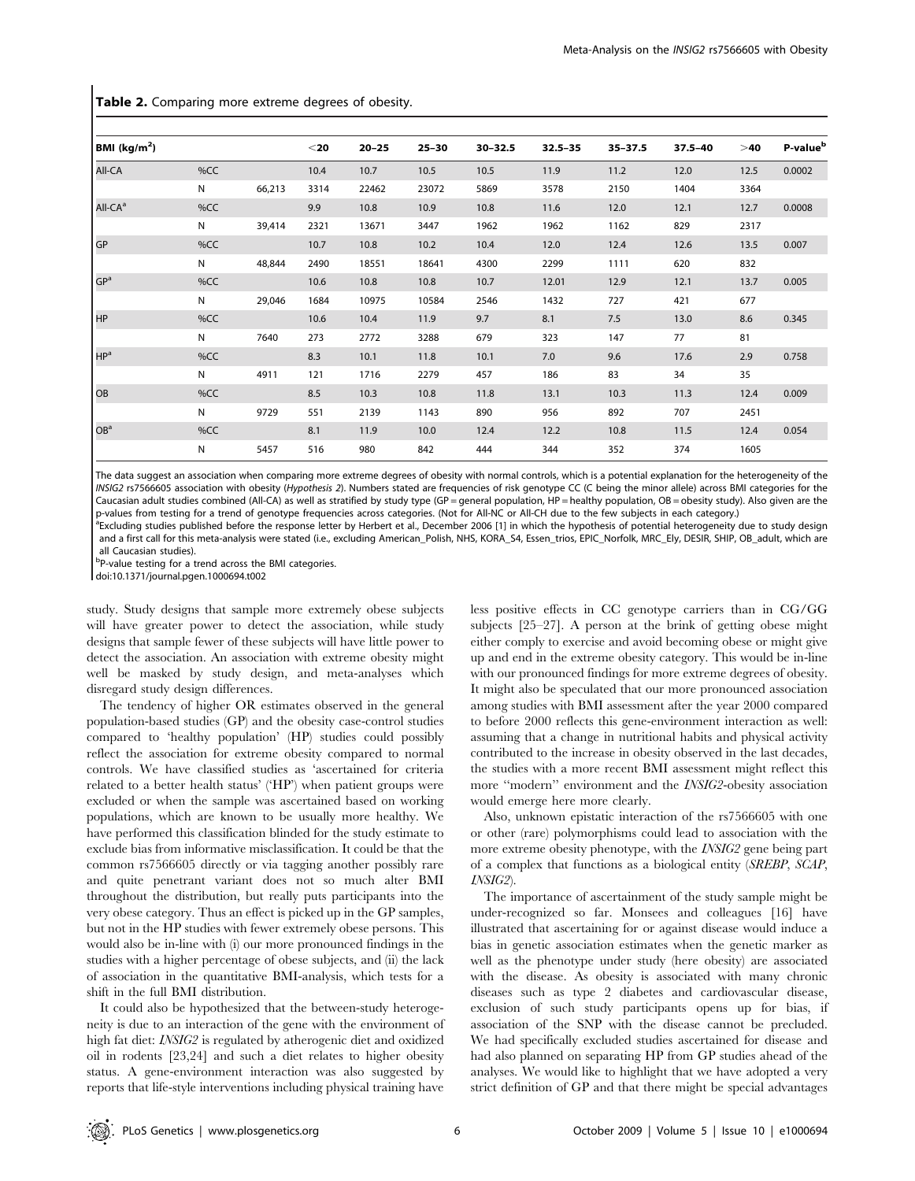**Table 2.** Comparing more extreme degrees of obesity.

| BMI (kg/m²) | | | <20 | 20–25 | 25–30 | 30–32.5 | 32.5–35 | 35–37.5 | 37.5–40 | >40 | P-value[b] |
|---|---|---|---|---|---|---|---|---|---|---|---|
| All-CA | %CC | | 10.4 | 10.7 | 10.5 | 10.5 | 11.9 | 11.2 | 12.0 | 12.5 | 0.0002 |
| | N | 66,213 | 3314 | 22462 | 23072 | 5869 | 3578 | 2150 | 1404 | 3364 | |
| All-CA[a] | %CC | | 9.9 | 10.8 | 10.9 | 10.8 | 11.6 | 12.0 | 12.1 | 12.7 | 0.0008 |
| | N | 39,414 | 2321 | 13671 | 3447 | 1962 | 1962 | 1162 | 829 | 2317 | |
| GP | %CC | | 10.7 | 10.8 | 10.2 | 10.4 | 12.0 | 12.4 | 12.6 | 13.5 | 0.007 |
| | N | 48,844 | 2490 | 18551 | 18641 | 4300 | 2299 | 1111 | 620 | 832 | |
| GP[a] | %CC | | 10.6 | 10.8 | 10.8 | 10.7 | 12.01 | 12.9 | 12.1 | 13.7 | 0.005 |
| | N | 29,046 | 1684 | 10975 | 10584 | 2546 | 1432 | 727 | 421 | 677 | |
| HP | %CC | | 10.6 | 10.4 | 11.9 | 9.7 | 8.1 | 7.5 | 13.0 | 8.6 | 0.345 |
| | N | 7640 | 273 | 2772 | 3288 | 679 | 323 | 147 | 77 | 81 | |
| HP[a] | %CC | | 8.3 | 10.1 | 11.8 | 10.1 | 7.0 | 9.6 | 17.6 | 2.9 | 0.758 |
| | N | 4911 | 121 | 1716 | 2279 | 457 | 186 | 83 | 34 | 35 | |
| OB | %CC | | 8.5 | 10.3 | 10.8 | 11.8 | 13.1 | 10.3 | 11.3 | 12.4 | 0.009 |
| | N | 9729 | 551 | 2139 | 1143 | 890 | 956 | 892 | 707 | 2451 | |
| OB[a] | %CC | | 8.1 | 11.9 | 10.0 | 12.4 | 12.2 | 10.8 | 11.5 | 12.4 | 0.054 |
| | N | 5457 | 516 | 980 | 842 | 444 | 344 | 352 | 374 | 1605 | |

The data suggest an association when comparing more extreme degrees of obesity with normal controls, which is a potential explanation for the heterogeneity of the *INSIG2* rs7566605 association with obesity (*Hypothesis 2*). Numbers stated are frequencies of risk genotype CC (C being the minor allele) across BMI categories for the Caucasian adult studies combined (All-CA) as well as stratified by study type (GP = general population, HP = healthy population, OB = obesity study). Also given are the p-values from testing for a trend of genotype frequencies across categories. (Not for All-NC or All-CH due to the few subjects in each category.)

[a]Excluding studies published before the response letter by Herbert et al., December 2006 [1] in which the hypothesis of potential heterogeneity due to study design and a first call for this meta-analysis were stated (i.e., excluding American_Polish, NHS, KORA_S4, Essen_trios, EPIC_Norfolk, MRC_Ely, DESIR, SHIP, OB_adult, which are all Caucasian studies).

[b]P-value testing for a trend across the BMI categories.

doi:10.1371/journal.pgen.1000694.t002

study. Study designs that sample more extremely obese subjects will have greater power to detect the association, while study designs that sample fewer of these subjects will have little power to detect the association. An association with extreme obesity might well be masked by study design, and meta-analyses which disregard study design differences.

The tendency of higher OR estimates observed in the general population-based studies (GP) and the obesity case-control studies compared to 'healthy population' (HP) studies could possibly reflect the association for extreme obesity compared to normal controls. We have classified studies as 'ascertained for criteria related to a better health status' ('HP') when patient groups were excluded or when the sample was ascertained based on working populations, which are known to be usually more healthy. We have performed this classification blinded for the study estimate to exclude bias from informative misclassification. It could be that the common rs7566605 directly or via tagging another possibly rare and quite penetrant variant does not so much alter BMI throughout the distribution, but really puts participants into the very obese category. Thus an effect is picked up in the GP samples, but not in the HP studies with fewer extremely obese persons. This would also be in-line with (i) our more pronounced findings in the studies with a higher percentage of obese subjects, and (ii) the lack of association in the quantitative BMI-analysis, which tests for a shift in the full BMI distribution.

It could also be hypothesized that the between-study heterogeneity is due to an interaction of the gene with the environment of high fat diet: *INSIG2* is regulated by atherogenic diet and oxidized oil in rodents [23,24] and such a diet relates to higher obesity status. A gene-environment interaction was also suggested by reports that life-style interventions including physical training have less positive effects in CC genotype carriers than in CG/GG subjects [25–27]. A person at the brink of getting obese might either comply to exercise and avoid becoming obese or might give up and end in the extreme obesity category. This would be in-line with our pronounced findings for more extreme degrees of obesity. It might also be speculated that our more pronounced association among studies with BMI assessment after the year 2000 compared to before 2000 reflects this gene-environment interaction as well: assuming that a change in nutritional habits and physical activity contributed to the increase in obesity observed in the last decades, the studies with a more recent BMI assessment might reflect this more "modern" environment and the *INSIG2*-obesity association would emerge here more clearly.

Also, unknown epistatic interaction of the rs7566605 with one or other (rare) polymorphisms could lead to association with the more extreme obesity phenotype, with the *INSIG2* gene being part of a complex that functions as a biological entity (*SREBP*, *SCAP*, *INSIG2*).

The importance of ascertainment of the study sample might be under-recognized so far. Monsees and colleagues [16] have illustrated that ascertaining for or against disease would induce a bias in genetic association estimates when the genetic marker as well as the phenotype under study (here obesity) are associated with the disease. As obesity is associated with many chronic diseases such as type 2 diabetes and cardiovascular disease, exclusion of such study participants opens up for bias, if association of the SNP with the disease cannot be precluded. We had specifically excluded studies ascertained for disease and had also planned on separating HP from GP studies ahead of the analyses. We would like to highlight that we have adopted a very strict definition of GP and that there might be special advantages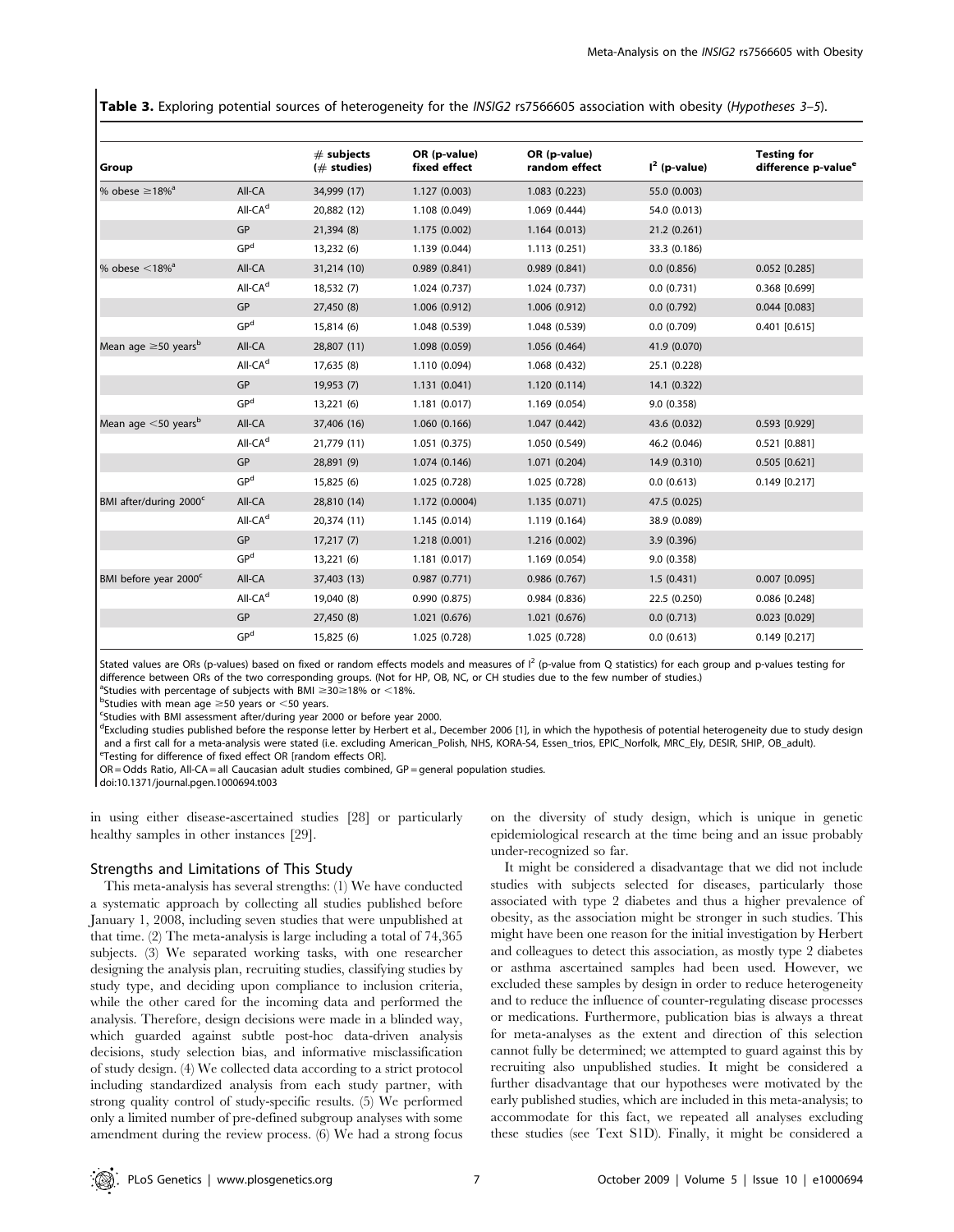**Table 3.** Exploring potential sources of heterogeneity for the *INSIG2* rs7566605 association with obesity (*Hypotheses 3–5*).

| Group | | # subjects (# studies) | OR (p-value) fixed effect | OR (p-value) random effect | $I^2$ (p-value) | Testing for difference p-value[e] |
|---|---|---|---|---|---|---|
| % obese ≥18%[a] | All-CA | 34,999 (17) | 1.127 (0.003) | 1.083 (0.223) | 55.0 (0.003) | |
| | All-CA[d] | 20,882 (12) | 1.108 (0.049) | 1.069 (0.444) | 54.0 (0.013) | |
| | GP | 21,394 (8) | 1.175 (0.002) | 1.164 (0.013) | 21.2 (0.261) | |
| | GP[d] | 13,232 (6) | 1.139 (0.044) | 1.113 (0.251) | 33.3 (0.186) | |
| % obese <18%[a] | All-CA | 31,214 (10) | 0.989 (0.841) | 0.989 (0.841) | 0.0 (0.856) | 0.052 [0.285] |
| | All-CA[d] | 18,532 (7) | 1.024 (0.737) | 1.024 (0.737) | 0.0 (0.731) | 0.368 [0.699] |
| | GP | 27,450 (8) | 1.006 (0.912) | 1.006 (0.912) | 0.0 (0.792) | 0.044 [0.083] |
| | GP[d] | 15,814 (6) | 1.048 (0.539) | 1.048 (0.539) | 0.0 (0.709) | 0.401 [0.615] |
| Mean age ≥50 years[b] | All-CA | 28,807 (11) | 1.098 (0.059) | 1.056 (0.464) | 41.9 (0.070) | |
| | All-CA[d] | 17,635 (8) | 1.110 (0.094) | 1.068 (0.432) | 25.1 (0.228) | |
| | GP | 19,953 (7) | 1.131 (0.041) | 1.120 (0.114) | 14.1 (0.322) | |
| | GP[d] | 13,221 (6) | 1.181 (0.017) | 1.169 (0.054) | 9.0 (0.358) | |
| Mean age <50 years[b] | All-CA | 37,406 (16) | 1.060 (0.166) | 1.047 (0.442) | 43.6 (0.032) | 0.593 [0.929] |
| | All-CA[d] | 21,779 (11) | 1.051 (0.375) | 1.050 (0.549) | 46.2 (0.046) | 0.521 [0.881] |
| | GP | 28,891 (9) | 1.074 (0.146) | 1.071 (0.204) | 14.9 (0.310) | 0.505 [0.621] |
| | GP[d] | 15,825 (6) | 1.025 (0.728) | 1.025 (0.728) | 0.0 (0.613) | 0.149 [0.217] |
| BMI after/during 2000[c] | All-CA | 28,810 (14) | 1.172 (0.0004) | 1.135 (0.071) | 47.5 (0.025) | |
| | All-CA[d] | 20,374 (11) | 1.145 (0.014) | 1.119 (0.164) | 38.9 (0.089) | |
| | GP | 17,217 (7) | 1.218 (0.001) | 1.216 (0.002) | 3.9 (0.396) | |
| | GP[d] | 13,221 (6) | 1.181 (0.017) | 1.169 (0.054) | 9.0 (0.358) | |
| BMI before year 2000[c] | All-CA | 37,403 (13) | 0.987 (0.771) | 0.986 (0.767) | 1.5 (0.431) | 0.007 [0.095] |
| | All-CA[d] | 19,040 (8) | 0.990 (0.875) | 0.984 (0.836) | 22.5 (0.250) | 0.086 [0.248] |
| | GP | 27,450 (8) | 1.021 (0.676) | 1.021 (0.676) | 0.0 (0.713) | 0.023 [0.029] |
| | GP[d] | 15,825 (6) | 1.025 (0.728) | 1.025 (0.728) | 0.0 (0.613) | 0.149 [0.217] |

Stated values are ORs (p-values) based on fixed or random effects models and measures of $I^2$ (p-value from Q statistics) for each group and p-values testing for difference between ORs of the two corresponding groups. (Not for HP, OB, NC, or CH studies due to the few number of studies.)

[a]Studies with percentage of subjects with BMI ≥30≥18% or <18%.

[b]Studies with mean age ≥50 years or <50 years.

[c]Studies with BMI assessment after/during year 2000 or before year 2000.

[d]Excluding studies published before the response letter by Herbert et al., December 2006 [1], in which the hypothesis of potential heterogeneity due to study design and a first call for a meta-analysis were stated (i.e. excluding American_Polish, NHS, KORA-S4, Essen_trios, EPIC_Norfolk, MRC_Ely, DESIR, SHIP, OB_adult).

[e]Testing for difference of fixed effect OR [random effects OR].

OR = Odds Ratio, All-CA = all Caucasian adult studies combined, GP = general population studies.

doi:10.1371/journal.pgen.1000694.t003

in using either disease-ascertained studies [28] or particularly healthy samples in other instances [29].

## Strengths and Limitations of This Study

This meta-analysis has several strengths: (1) We have conducted a systematic approach by collecting all studies published before January 1, 2008, including seven studies that were unpublished at that time. (2) The meta-analysis is large including a total of 74,365 subjects. (3) We separated working tasks, with one researcher designing the analysis plan, recruiting studies, classifying studies by study type, and deciding upon compliance to inclusion criteria, while the other cared for the incoming data and performed the analysis. Therefore, design decisions were made in a blinded way, which guarded against subtle post-hoc data-driven analysis decisions, study selection bias, and informative misclassification of study design. (4) We collected data according to a strict protocol including standardized analysis from each study partner, with strong quality control of study-specific results. (5) We performed only a limited number of pre-defined subgroup analyses with some amendment during the review process. (6) We had a strong focus on the diversity of study design, which is unique in genetic epidemiological research at the time being and an issue probably under-recognized so far.

It might be considered a disadvantage that we did not include studies with subjects selected for diseases, particularly those associated with type 2 diabetes and thus a higher prevalence of obesity, as the association might be stronger in such studies. This might have been one reason for the initial investigation by Herbert and colleagues to detect this association, as mostly type 2 diabetes or asthma ascertained samples had been used. However, we excluded these samples by design in order to reduce heterogeneity and to reduce the influence of counter-regulating disease processes or medications. Furthermore, publication bias is always a threat for meta-analyses as the extent and direction of this selection cannot fully be determined; we attempted to guard against this by recruiting also unpublished studies. It might be considered a further disadvantage that our hypotheses were motivated by the early published studies, which are included in this meta-analysis; to accommodate for this fact, we repeated all analyses excluding these studies (see Text S1D). Finally, it might be considered a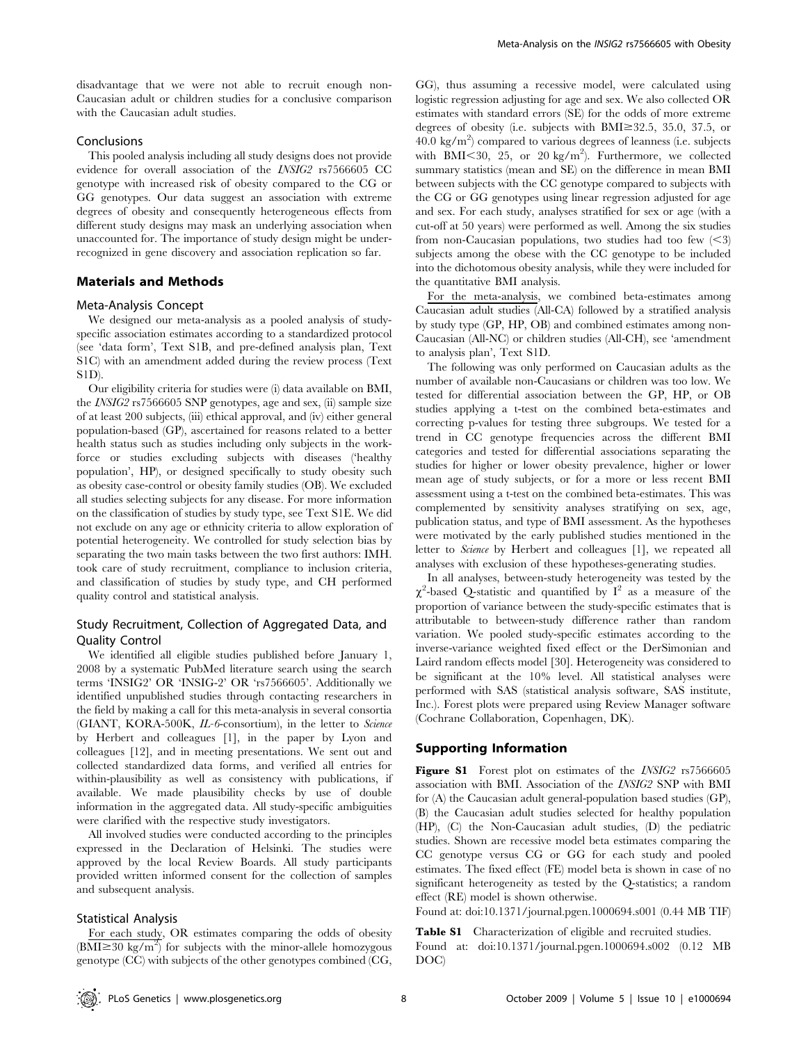disadvantage that we were not able to recruit enough non-Caucasian adult or children studies for a conclusive comparison with the Caucasian adult studies.

### Conclusions

This pooled analysis including all study designs does not provide evidence for overall association of the *INSIG2* rs7566605 CC genotype with increased risk of obesity compared to the CG or GG genotypes. Our data suggest an association with extreme degrees of obesity and consequently heterogeneous effects from different study designs may mask an underlying association when unaccounted for. The importance of study design might be under-recognized in gene discovery and association replication so far.

## Materials and Methods

### Meta-Analysis Concept

We designed our meta-analysis as a pooled analysis of study-specific association estimates according to a standardized protocol (see 'data form', Text S1B, and pre-defined analysis plan, Text S1C) with an amendment added during the review process (Text S1D).

Our eligibility criteria for studies were (i) data available on BMI, the *INSIG2* rs7566605 SNP genotypes, age and sex, (ii) sample size of at least 200 subjects, (iii) ethical approval, and (iv) either general population-based (GP), ascertained for reasons related to a better health status such as studies including only subjects in the work-force or studies excluding subjects with diseases ('healthy population', HP), or designed specifically to study obesity such as obesity case-control or obesity family studies (OB). We excluded all studies selecting subjects for any disease. For more information on the classification of studies by study type, see Text S1E. We did not exclude on any age or ethnicity criteria to allow exploration of potential heterogeneity. We controlled for study selection bias by separating the two main tasks between the two first authors: IMH. took care of study recruitment, compliance to inclusion criteria, and classification of studies by study type, and CH performed quality control and statistical analysis.

### Study Recruitment, Collection of Aggregated Data, and Quality Control

We identified all eligible studies published before January 1, 2008 by a systematic PubMed literature search using the search terms 'INSIG2' OR 'INSIG-2' OR 'rs7566605'. Additionally we identified unpublished studies through contacting researchers in the field by making a call for this meta-analysis in several consortia (GIANT, KORA-500K, *IL-6*-consortium), in the letter to *Science* by Herbert and colleagues [1], in the paper by Lyon and colleagues [12], and in meeting presentations. We sent out and collected standardized data forms, and verified all entries for within-plausibility as well as consistency with publications, if available. We made plausibility checks by use of double information in the aggregated data. All study-specific ambiguities were clarified with the respective study investigators.

All involved studies were conducted according to the principles expressed in the Declaration of Helsinki. The studies were approved by the local Review Boards. All study participants provided written informed consent for the collection of samples and subsequent analysis.

### Statistical Analysis

For each study, OR estimates comparing the odds of obesity ($BMI \geq 30$ kg/m$^2$) for subjects with the minor-allele homozygous genotype (CC) with subjects of the other genotypes combined (CG, GG), thus assuming a recessive model, were calculated using logistic regression adjusting for age and sex. We also collected OR estimates with standard errors (SE) for the odds of more extreme degrees of obesity (i.e. subjects with $BMI \geq 32.5$, 35.0, 37.5, or 40.0 kg/m$^2$) compared to various degrees of leanness (i.e. subjects with $BMI < 30$, 25, or 20 kg/m$^2$). Furthermore, we collected summary statistics (mean and SE) on the difference in mean BMI between subjects with the CC genotype compared to subjects with the CG or GG genotypes using linear regression adjusted for age and sex. For each study, analyses stratified for sex or age (with a cut-off at 50 years) were performed as well. Among the six studies from non-Caucasian populations, two studies had too few ($<3$) subjects among the obese with the CC genotype to be included into the dichotomous obesity analysis, while they were included for the quantitative BMI analysis.

For the meta-analysis, we combined beta-estimates among Caucasian adult studies (All-CA) followed by a stratified analysis by study type (GP, HP, OB) and combined estimates among non-Caucasian (All-NC) or children studies (All-CH), see 'amendment to analysis plan', Text S1D.

The following was only performed on Caucasian adults as the number of available non-Caucasians or children was too low. We tested for differential association between the GP, HP, or OB studies applying a t-test on the combined beta-estimates and correcting p-values for testing three subgroups. We tested for a trend in CC genotype frequencies across the different BMI categories and tested for differential associations separating the studies for higher or lower obesity prevalence, higher or lower mean age of study subjects, or for a more or less recent BMI assessment using a t-test on the combined beta-estimates. This was complemented by sensitivity analyses stratifying on sex, age, publication status, and type of BMI assessment. As the hypotheses were motivated by the early published studies mentioned in the letter to *Science* by Herbert and colleagues [1], we repeated all analyses with exclusion of these hypotheses-generating studies.

In all analyses, between-study heterogeneity was tested by the $\chi^2$-based Q-statistic and quantified by $I^2$ as a measure of the proportion of variance between the study-specific estimates that is attributable to between-study difference rather than random variation. We pooled study-specific estimates according to the inverse-variance weighted fixed effect or the DerSimonian and Laird random effects model [30]. Heterogeneity was considered to be significant at the 10% level. All statistical analyses were performed with SAS (statistical analysis software, SAS institute, Inc.). Forest plots were prepared using Review Manager software (Cochrane Collaboration, Copenhagen, DK).

## Supporting Information

**Figure S1** Forest plot on estimates of the *INSIG2* rs7566605 association with BMI. Association of the *INSIG2* SNP with BMI for (A) the Caucasian adult general-population based studies (GP), (B) the Caucasian adult studies selected for healthy population (HP), (C) the Non-Caucasian adult studies, (D) the pediatric studies. Shown are recessive model beta estimates comparing the CC genotype versus CG or GG for each study and pooled estimates. The fixed effect (FE) model beta is shown in case of no significant heterogeneity as tested by the Q-statistics; a random effect (RE) model is shown otherwise.

Found at: doi:10.1371/journal.pgen.1000694.s001 (0.44 MB TIF)

**Table S1** Characterization of eligible and recruited studies.

Found at: doi:10.1371/journal.pgen.1000694.s002 (0.12 MB DOC)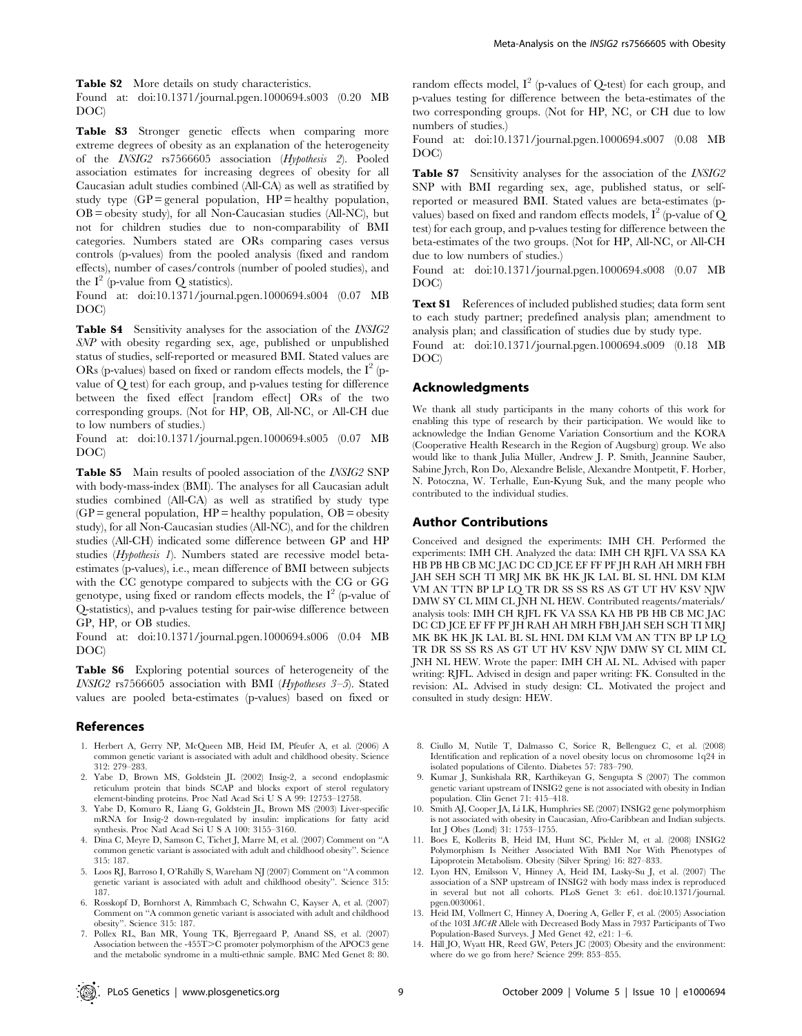**Table S2** More details on study characteristics.

Found at: doi:10.1371/journal.pgen.1000694.s003 (0.20 MB DOC)

**Table S3** Stronger genetic effects when comparing more extreme degrees of obesity as an explanation of the heterogeneity of the *INSIG2* rs7566605 association (*Hypothesis 2*). Pooled association estimates for increasing degrees of obesity for all Caucasian adult studies combined (All-CA) as well as stratified by study type (GP = general population, HP = healthy population, OB = obesity study), for all Non-Caucasian studies (All-NC), but not for children studies due to non-comparability of BMI categories. Numbers stated are ORs comparing cases versus controls (p-values) from the pooled analysis (fixed and random effects), number of cases/controls (number of pooled studies), and the $I^2$ (p-value from Q statistics).

Found at: doi:10.1371/journal.pgen.1000694.s004 (0.07 MB DOC)

**Table S4** Sensitivity analyses for the association of the *INSIG2 SNP* with obesity regarding sex, age, published or unpublished status of studies, self-reported or measured BMI. Stated values are ORs (p-values) based on fixed or random effects models, the $I^2$ (p-value of Q test) for each group, and p-values testing for difference between the fixed effect [random effect] ORs of the two corresponding groups. (Not for HP, OB, All-NC, or All-CH due to low numbers of studies.)

Found at: doi:10.1371/journal.pgen.1000694.s005 (0.07 MB DOC)

**Table S5** Main results of pooled association of the *INSIG2* SNP with body-mass-index (BMI). The analyses for all Caucasian adult studies combined (All-CA) as well as stratified by study type (GP = general population, HP = healthy population, OB = obesity study), for all Non-Caucasian studies (All-NC), and for the children studies (All-CH) indicated some difference between GP and HP studies (*Hypothesis 1*). Numbers stated are recessive model beta-estimates (p-values), i.e., mean difference of BMI between subjects with the CC genotype compared to subjects with the CG or GG genotype, using fixed or random effects models, the $I^2$ (p-value of Q-statistics), and p-values testing for pair-wise difference between GP, HP, or OB studies.

Found at: doi:10.1371/journal.pgen.1000694.s006 (0.04 MB DOC)

**Table S6** Exploring potential sources of heterogeneity of the *INSIG2* rs7566605 association with BMI (*Hypotheses 3–5*). Stated values are pooled beta-estimates (p-values) based on fixed or random effects model, $I^2$ (p-values of Q-test) for each group, and p-values testing for difference between the beta-estimates of the two corresponding groups. (Not for HP, NC, or CH due to low numbers of studies.)

Found at: doi:10.1371/journal.pgen.1000694.s007 (0.08 MB DOC)

**Table S7** Sensitivity analyses for the association of the *INSIG2* SNP with BMI regarding sex, age, published status, or self-reported or measured BMI. Stated values are beta-estimates (p-values) based on fixed and random effects models, $I^2$ (p-value of Q test) for each group, and p-values testing for difference between the beta-estimates of the two groups. (Not for HP, All-NC, or All-CH due to low numbers of studies.)

Found at: doi:10.1371/journal.pgen.1000694.s008 (0.07 MB DOC)

**Text S1** References of included published studies; data form sent to each study partner; predefined analysis plan; amendment to analysis plan; and classification of studies due by study type.

Found at: doi:10.1371/journal.pgen.1000694.s009 (0.18 MB DOC)

## Acknowledgments

We thank all study participants in the many cohorts of this work for enabling this type of research by their participation. We would like to acknowledge the Indian Genome Variation Consortium and the KORA (Cooperative Health Research in the Region of Augsburg) group. We also would like to thank Julia Müller, Andrew J. P. Smith, Jeannine Sauber, Sabine Jyrch, Ron Do, Alexandre Belisle, Alexandre Montpetit, F. Horber, N. Potoczna, W. Terhalle, Eun-Kyung Suk, and the many people who contributed to the individual studies.

## Author Contributions

Conceived and designed the experiments: IMH CH. Performed the experiments: IMH CH. Analyzed the data: IMH CH RJFL VA SSA KA HB PB HB CB MC JAC DC CD JCE EF FF PF JH RAH AH MRH FBH JAH SEH SCH TI MRJ MK BK HK JK LAL BL SL HNL DM KLM VM AN TTN BP LP LQ TR DR SS SS RS AS GT UT HV KSV NJW DMW SY CL MIM CL JNH NL HEW. Contributed reagents/materials/analysis tools: IMH CH RJFL FK VA SSA KA HB PB HB CB MC JAC DC CD JCE EF FF PF JH RAH AH MRH FBH JAH SEH SCH TI MRJ MK BK HK JK LAL BL SL HNL DM KLM VM AN TTN BP LP LQ TR DR SS SS RS AS GT UT HV KSV NJW DMW SY CL MIM CL JNH NL HEW. Wrote the paper: IMH CH AL NL. Advised with paper writing: RJFL. Advised in design and paper writing: FK. Consulted in the revision: AL. Advised in study design: CL. Motivated the project and consulted in study design: HEW.

## References

1. Herbert A, Gerry NP, McQueen MB, Heid IM, Pfeufer A, et al. (2006) A common genetic variant is associated with adult and childhood obesity. Science 312: 279–283.
2. Yabe D, Brown MS, Goldstein JL (2002) Insig-2, a second endoplasmic reticulum protein that binds SCAP and blocks export of sterol regulatory element-binding proteins. Proc Natl Acad Sci U S A 99: 12753–12758.
3. Yabe D, Komuro R, Liang G, Goldstein JL, Brown MS (2003) Liver-specific mRNA for Insig-2 down-regulated by insulin: implications for fatty acid synthesis. Proc Natl Acad Sci U S A 100: 3155–3160.
4. Dina C, Meyre D, Samson C, Tichet J, Marre M, et al. (2007) Comment on "A common genetic variant is associated with adult and childhood obesity". Science 315: 187.
5. Loos RJ, Barroso I, O'Rahilly S, Wareham NJ (2007) Comment on "A common genetic variant is associated with adult and childhood obesity". Science 315: 187.
6. Rosskopf D, Bornhorst A, Rimmbach C, Schwahn C, Kayser A, et al. (2007) Comment on "A common genetic variant is associated with adult and childhood obesity". Science 315: 187.
7. Pollex RL, Ban MR, Young TK, Bjerregaard P, Anand SS, et al. (2007) Association between the -455T>C promoter polymorphism of the APOC3 gene and the metabolic syndrome in a multi-ethnic sample. BMC Med Genet 8: 80.
8. Ciullo M, Nutile T, Dalmasso C, Sorice R, Bellenguez C, et al. (2008) Identification and replication of a novel obesity locus on chromosome 1q24 in isolated populations of Cilento. Diabetes 57: 783–790.
9. Kumar J, Sunkishala RR, Karthikeyan G, Sengupta S (2007) The common genetic variant upstream of INSIG2 gene is not associated with obesity in Indian population. Clin Genet 71: 415–418.
10. Smith AJ, Cooper JA, Li LK, Humphries SE (2007) INSIG2 gene polymorphism is not associated with obesity in Caucasian, Afro-Caribbean and Indian subjects. Int J Obes (Lond) 31: 1753–1755.
11. Boes E, Kollerits B, Heid IM, Hunt SC, Pichler M, et al. (2008) INSIG2 Polymorphism Is Neither Associated With BMI Nor With Phenotypes of Lipoprotein Metabolism. Obesity (Silver Spring) 16: 827–833.
12. Lyon HN, Emilsson V, Hinney A, Heid IM, Lasky-Su J, et al. (2007) The association of a SNP upstream of INSIG2 with body mass index is reproduced in several but not all cohorts. PLoS Genet 3: e61. doi:10.1371/journal.pgen.0030061.
13. Heid IM, Vollmert C, Hinney A, Doering A, Geller F, et al. (2005) Association of the 103I *MC4R* Allele with Decreased Body Mass in 7937 Participants of Two Population-Based Surveys. J Med Genet 42, e21: 1–6.
14. Hill JO, Wyatt HR, Reed GW, Peters JC (2003) Obesity and the environment: where do we go from here? Science 299: 853–855.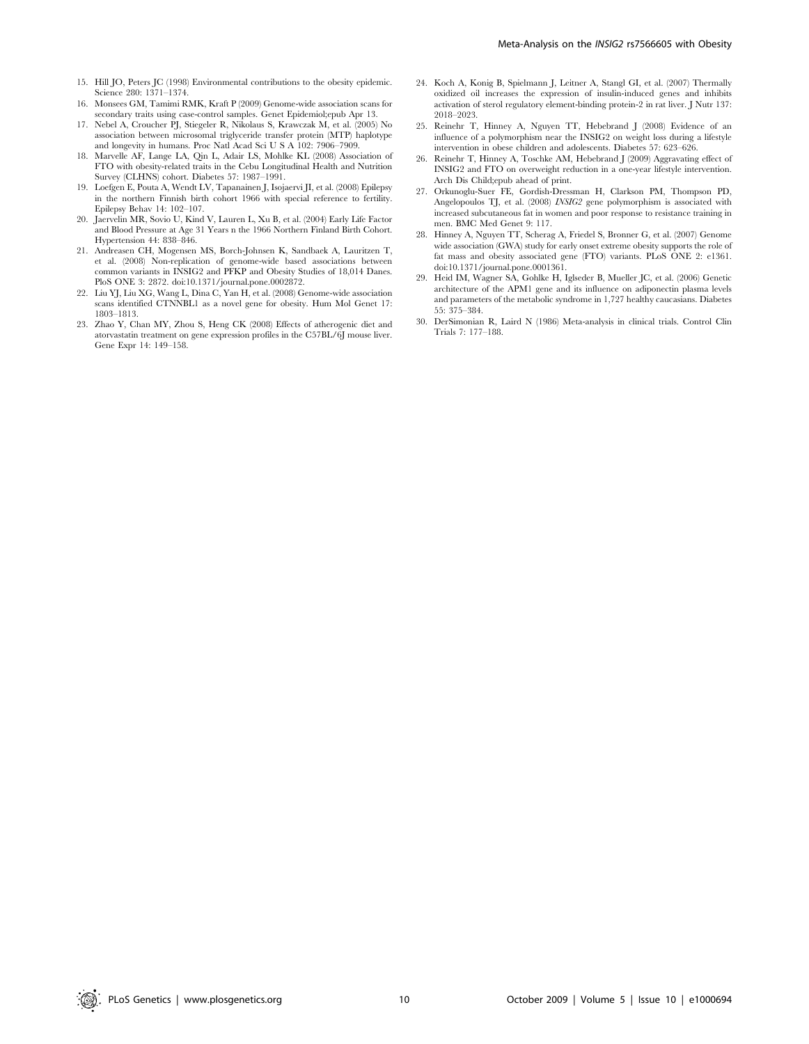15. Hill JO, Peters JC (1998) Environmental contributions to the obesity epidemic. Science 280: 1371–1374.
16. Monsees GM, Tamimi RMK, Kraft P (2009) Genome-wide association scans for secondary traits using case-control samples. Genet Epidemiol;epub Apr 13.
17. Nebel A, Croucher PJ, Stiegeler R, Nikolaus S, Krawczak M, et al. (2005) No association between microsomal triglyceride transfer protein (MTP) haplotype and longevity in humans. Proc Natl Acad Sci U S A 102: 7906–7909.
18. Marvelle AF, Lange LA, Qin L, Adair LS, Mohlke KL (2008) Association of FTO with obesity-related traits in the Cebu Longitudinal Health and Nutrition Survey (CLHNS) cohort. Diabetes 57: 1987–1991.
19. Loefgen E, Pouta A, Wendt LV, Tapanainen J, Isojaervi JI, et al. (2008) Epilepsy in the northern Finnish birth cohort 1966 with special reference to fertility. Epilepsy Behav 14: 102–107.
20. Jaervelin MR, Sovio U, Kind V, Lauren L, Xu B, et al. (2004) Early Life Factor and Blood Pressure at Age 31 Years n the 1966 Northern Finland Birth Cohort. Hypertension 44: 838–846.
21. Andreasen CH, Mogensen MS, Borch-Johnsen K, Sandbaek A, Lauritzen T, et al. (2008) Non-replication of genome-wide based associations between common variants in INSIG2 and PFKP and Obesity Studies of 18,014 Danes. PloS ONE 3: 2872. doi:10.1371/journal.pone.0002872.
22. Liu YJ, Liu XG, Wang L, Dina C, Yan H, et al. (2008) Genome-wide association scans identified CTNNBL1 as a novel gene for obesity. Hum Mol Genet 17: 1803–1813.
23. Zhao Y, Chan MY, Zhou S, Heng CK (2008) Effects of atherogenic diet and atorvastatin treatment on gene expression profiles in the C57BL/6J mouse liver. Gene Expr 14: 149–158.
24. Koch A, Konig B, Spielmann J, Leitner A, Stangl GI, et al. (2007) Thermally oxidized oil increases the expression of insulin-induced genes and inhibits activation of sterol regulatory element-binding protein-2 in rat liver. J Nutr 137: 2018–2023.
25. Reinehr T, Hinney A, Nguyen TT, Hebebrand J (2008) Evidence of an influence of a polymorphism near the INSIG2 on weight loss during a lifestyle intervention in obese children and adolescents. Diabetes 57: 623–626.
26. Reinehr T, Hinney A, Toschke AM, Hebebrand J (2009) Aggravating effect of INSIG2 and FTO on overweight reduction in a one-year lifestyle intervention. Arch Dis Child;epub ahead of print.
27. Orkunoglu-Suer FE, Gordish-Dressman H, Clarkson PM, Thompson PD, Angelopoulos TJ, et al. (2008) *INSIG2* gene polymorphism is associated with increased subcutaneous fat in women and poor response to resistance training in men. BMC Med Genet 9: 117.
28. Hinney A, Nguyen TT, Scherag A, Friedel S, Bronner G, et al. (2007) Genome wide association (GWA) study for early onset extreme obesity supports the role of fat mass and obesity associated gene (FTO) variants. PLoS ONE 2: e1361. doi:10.1371/journal.pone.0001361.
29. Heid IM, Wagner SA, Gohlke H, Iglseder B, Mueller JC, et al. (2006) Genetic architecture of the APM1 gene and its influence on adiponectin plasma levels and parameters of the metabolic syndrome in 1,727 healthy caucasians. Diabetes 55: 375–384.
30. DerSimonian R, Laird N (1986) Meta-analysis in clinical trials. Control Clin Trials 7: 177–188.